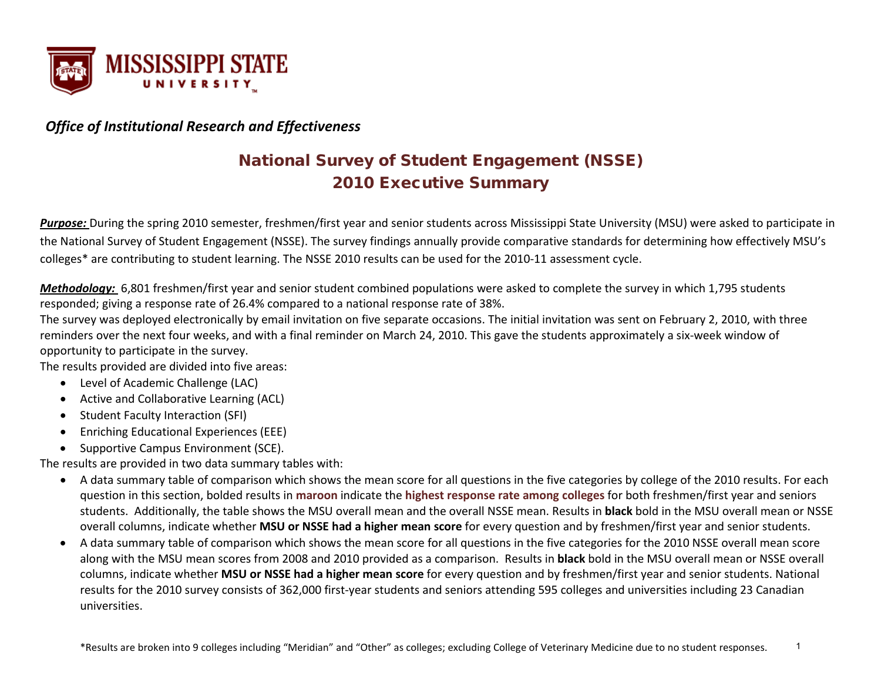MISSISSIPPI STATE UNIVERSITY

*Office of Institutional Research and Effectiveness*

# National Survey of Student Engagement (NSSE)
# 2010 Executive Summary

***Purpose:*** During the spring 2010 semester, freshmen/first year and senior students across Mississippi State University (MSU) were asked to participate in the National Survey of Student Engagement (NSSE). The survey findings annually provide comparative standards for determining how effectively MSU's colleges* are contributing to student learning. The NSSE 2010 results can be used for the 2010-11 assessment cycle.

***Methodology:*** 6,801 freshmen/first year and senior student combined populations were asked to complete the survey in which 1,795 students responded; giving a response rate of 26.4% compared to a national response rate of 38%.

The survey was deployed electronically by email invitation on five separate occasions. The initial invitation was sent on February 2, 2010, with three reminders over the next four weeks, and with a final reminder on March 24, 2010. This gave the students approximately a six-week window of opportunity to participate in the survey.

The results provided are divided into five areas:

- Level of Academic Challenge (LAC)
- Active and Collaborative Learning (ACL)
- Student Faculty Interaction (SFI)
- Enriching Educational Experiences (EEE)
- Supportive Campus Environment (SCE).

The results are provided in two data summary tables with:

- A data summary table of comparison which shows the mean score for all questions in the five categories by college of the 2010 results. For each question in this section, bolded results in **maroon** indicate the **highest response rate among colleges** for both freshmen/first year and seniors students. Additionally, the table shows the MSU overall mean and the overall NSSE mean. Results in **black** bold in the MSU overall mean or NSSE overall columns, indicate whether **MSU or NSSE had a higher mean score** for every question and by freshmen/first year and senior students.
- A data summary table of comparison which shows the mean score for all questions in the five categories for the 2010 NSSE overall mean score along with the MSU mean scores from 2008 and 2010 provided as a comparison. Results in **black** bold in the MSU overall mean or NSSE overall columns, indicate whether **MSU or NSSE had a higher mean score** for every question and by freshmen/first year and senior students. National results for the 2010 survey consists of 362,000 first-year students and seniors attending 595 colleges and universities including 23 Canadian universities.

*Results are broken into 9 colleges including "Meridian" and "Other" as colleges; excluding College of Veterinary Medicine due to no student responses.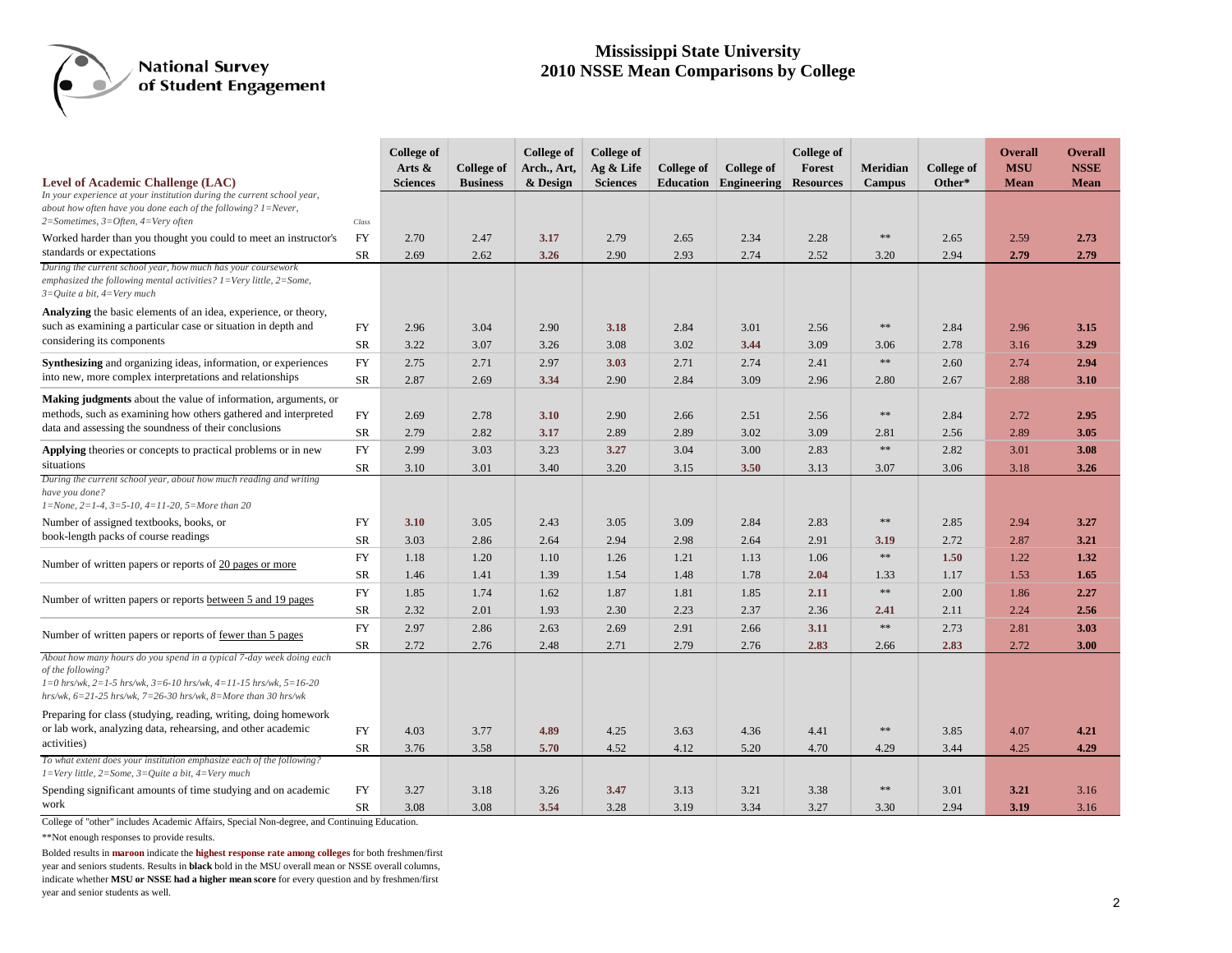# Mississippi State University
## 2010 NSSE Mean Comparisons by College

National Survey of Student Engagement

| Level of Academic Challenge (LAC) | Class | College of Arts & Sciences | College of Business | College of Arch., Art, & Design | College of Ag & Life Sciences | College of Education | College of Engineering | College of Forest Resources | Meridian Campus | College of Other* | Overall MSU Mean | Overall NSSE Mean |
|---|---|---|---|---|---|---|---|---|---|---|---|---|
| *In your experience at your institution during the current school year, about how often have you done each of the following? 1=Never, 2=Sometimes, 3=Often, 4=Very often* | | | | | | | | | | | | |
| Worked harder than you thought you could to meet an instructor's standards or expectations | FY | 2.70 | 2.47 | **3.17** | 2.79 | 2.65 | 2.34 | 2.28 | ** | 2.65 | 2.59 | **2.73** |
| | SR | 2.69 | 2.62 | **3.26** | 2.90 | 2.93 | 2.74 | 2.52 | 3.20 | 2.94 | **2.79** | **2.79** |
| *During the current school year, how much has your coursework emphasized the following mental activities? 1=Very little, 2=Some, 3=Quite a bit, 4=Very much* | | | | | | | | | | | | |
| **Analyzing** the basic elements of an idea, experience, or theory, such as examining a particular case or situation in depth and considering its components | FY | 2.96 | 3.04 | 2.90 | **3.18** | 2.84 | 3.01 | 2.56 | ** | 2.84 | 2.96 | **3.15** |
| | SR | 3.22 | 3.07 | 3.26 | 3.08 | 3.02 | **3.44** | 3.09 | 3.06 | 2.78 | 3.16 | **3.29** |
| **Synthesizing** and organizing ideas, information, or experiences into new, more complex interpretations and relationships | FY | 2.75 | 2.71 | 2.97 | **3.03** | 2.71 | 2.74 | 2.41 | ** | 2.60 | 2.74 | **2.94** |
| | SR | 2.87 | 2.69 | **3.34** | 2.90 | 2.84 | 3.09 | 2.96 | 2.80 | 2.67 | 2.88 | **3.10** |
| **Making judgments** about the value of information, arguments, or methods, such as examining how others gathered and interpreted data and assessing the soundness of their conclusions | FY | 2.69 | 2.78 | **3.10** | 2.90 | 2.66 | 2.51 | 2.56 | ** | 2.84 | 2.72 | **2.95** |
| | SR | 2.79 | 2.82 | **3.17** | 2.89 | 2.89 | 3.02 | 3.09 | 2.81 | 2.56 | 2.89 | **3.05** |
| **Applying** theories or concepts to practical problems or in new situations | FY | 2.99 | 3.03 | 3.23 | **3.27** | 3.04 | 3.00 | 2.83 | ** | 2.82 | 3.01 | **3.08** |
| | SR | 3.10 | 3.01 | 3.40 | 3.20 | 3.15 | **3.50** | 3.13 | 3.07 | 3.06 | 3.18 | **3.26** |
| *During the current school year, about how much reading and writing have you done? 1=None, 2=1-4, 3=5-10, 4=11-20, 5=More than 20* | | | | | | | | | | | | |
| Number of assigned textbooks, books, or book-length packs of course readings | FY | **3.10** | 3.05 | 2.43 | 3.05 | 3.09 | 2.84 | 2.83 | ** | 2.85 | 2.94 | **3.27** |
| | SR | 3.03 | 2.86 | 2.64 | 2.94 | 2.98 | 2.64 | 2.91 | **3.19** | 2.72 | 2.87 | **3.21** |
| Number of written papers or reports of <u>20 pages or more</u> | FY | 1.18 | 1.20 | 1.10 | 1.26 | 1.21 | 1.13 | 1.06 | ** | **1.50** | 1.22 | **1.32** |
| | SR | 1.46 | 1.41 | 1.39 | 1.54 | 1.48 | 1.78 | **2.04** | 1.33 | 1.17 | 1.53 | **1.65** |
| Number of written papers or reports <u>between 5 and 19 pages</u> | FY | 1.85 | 1.74 | 1.62 | 1.87 | 1.81 | 1.85 | **2.11** | ** | 2.00 | 1.86 | **2.27** |
| | SR | 2.32 | 2.01 | 1.93 | 2.30 | 2.23 | 2.37 | 2.36 | **2.41** | 2.11 | 2.24 | **2.56** |
| Number of written papers or reports of <u>fewer than 5 pages</u> | FY | 2.97 | 2.86 | 2.63 | 2.69 | 2.91 | 2.66 | **3.11** | ** | 2.73 | 2.81 | **3.03** |
| | SR | 2.72 | 2.76 | 2.48 | 2.71 | 2.79 | 2.76 | **2.83** | 2.66 | **2.83** | 2.72 | **3.00** |
| *About how many hours do you spend in a typical 7-day week doing each of the following? 1=0 hrs/wk, 2=1-5 hrs/wk, 3=6-10 hrs/wk, 4=11-15 hrs/wk, 5=16-20 hrs/wk, 6=21-25 hrs/wk, 7=26-30 hrs/wk, 8=More than 30 hrs/wk* | | | | | | | | | | | | |
| Preparing for class (studying, reading, writing, doing homework or lab work, analyzing data, rehearsing, and other academic activities) | FY | 4.03 | 3.77 | **4.89** | 4.25 | 3.63 | 4.36 | 4.41 | ** | 3.85 | 4.07 | **4.21** |
| | SR | 3.76 | 3.58 | **5.70** | 4.52 | 4.12 | 5.20 | 4.70 | 4.29 | 3.44 | 4.25 | **4.29** |
| *To what extent does your institution emphasize each of the following? 1=Very little, 2=Some, 3=Quite a bit, 4=Very much* | | | | | | | | | | | | |
| Spending significant amounts of time studying and on academic work | FY | 3.27 | 3.18 | 3.26 | **3.47** | 3.13 | 3.21 | 3.38 | ** | 3.01 | **3.21** | 3.16 |
| | SR | 3.08 | 3.08 | **3.54** | 3.28 | 3.19 | 3.34 | 3.27 | 3.30 | 2.94 | **3.19** | 3.16 |

College of "other" includes Academic Affairs, Special Non-degree, and Continuing Education.

**Not enough responses to provide results.

Bolded results in **maroon** indicate the **highest response rate among colleges** for both freshmen/first year and seniors students. Results in **black** bold in the MSU overall mean or NSSE overall columns, indicate whether **MSU or NSSE had a higher mean score** for every question and by freshmen/first year and senior students as well.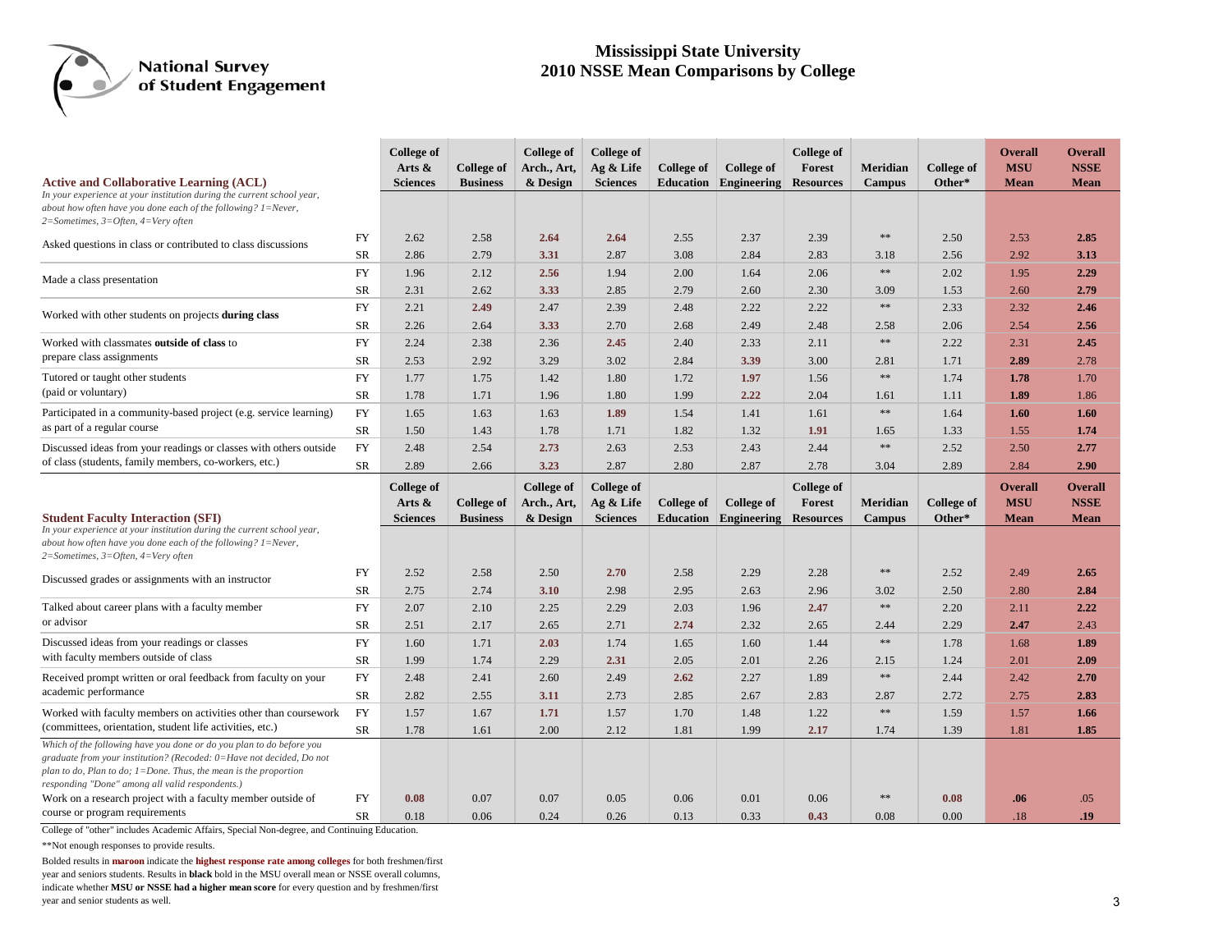National Survey of Student Engagement

# Mississippi State University
# 2010 NSSE Mean Comparisons by College

| Active and Collaborative Learning (ACL) | | College of Arts & Sciences | College of Business | College of Arch., Art, & Design | College of Ag & Life Sciences | College of Education | College of Engineering | College of Forest Resources | Meridian Campus | College of Other* | Overall MSU Mean | Overall NSSE Mean |
|---|---|---|---|---|---|---|---|---|---|---|---|---|
| *In your experience at your institution during the current school year, about how often have you done each of the following? 1=Never, 2=Sometimes, 3=Often, 4=Very often* | | | | | | | | | | | | |
| Asked questions in class or contributed to class discussions | FY | 2.62 | 2.58 | **2.64** | **2.64** | 2.55 | 2.37 | 2.39 | ** | 2.50 | 2.53 | **2.85** |
| | SR | 2.86 | 2.79 | **3.31** | 2.87 | 3.08 | 2.84 | 2.83 | 3.18 | 2.56 | 2.92 | **3.13** |
| Made a class presentation | FY | 1.96 | 2.12 | **2.56** | 1.94 | 2.00 | 1.64 | 2.06 | ** | 2.02 | 1.95 | **2.29** |
| | SR | 2.31 | 2.62 | **3.33** | 2.85 | 2.79 | 2.60 | 2.30 | 3.09 | 1.53 | 2.60 | **2.79** |
| Worked with other students on projects **during class** | FY | 2.21 | **2.49** | 2.47 | 2.39 | 2.48 | 2.22 | 2.22 | ** | 2.33 | 2.32 | **2.46** |
| | SR | 2.26 | 2.64 | **3.33** | 2.70 | 2.68 | 2.49 | 2.48 | 2.58 | 2.06 | 2.54 | **2.56** |
| Worked with classmates **outside of class** to prepare class assignments | FY | 2.24 | 2.38 | 2.36 | **2.45** | 2.40 | 2.33 | 2.11 | ** | 2.22 | 2.31 | **2.45** |
| | SR | 2.53 | 2.92 | 3.29 | 3.02 | 2.84 | **3.39** | 3.00 | 2.81 | 1.71 | **2.89** | 2.78 |
| Tutored or taught other students (paid or voluntary) | FY | 1.77 | 1.75 | 1.42 | 1.80 | 1.72 | **1.97** | 1.56 | ** | 1.74 | **1.78** | 1.70 |
| | SR | 1.78 | 1.71 | 1.96 | 1.80 | 1.99 | **2.22** | 2.04 | 1.61 | 1.11 | **1.89** | 1.86 |
| Participated in a community-based project (e.g. service learning) as part of a regular course | FY | 1.65 | 1.63 | 1.63 | **1.89** | 1.54 | 1.41 | 1.61 | ** | 1.64 | **1.60** | **1.60** |
| | SR | 1.50 | 1.43 | 1.78 | 1.71 | 1.82 | 1.32 | **1.91** | 1.65 | 1.33 | 1.55 | **1.74** |
| Discussed ideas from your readings or classes with others outside of class (students, family members, co-workers, etc.) | FY | 2.48 | 2.54 | **2.73** | 2.63 | 2.53 | 2.43 | 2.44 | ** | 2.52 | 2.50 | **2.77** |
| | SR | 2.89 | 2.66 | **3.23** | 2.87 | 2.80 | 2.87 | 2.78 | 3.04 | 2.89 | 2.84 | **2.90** |

| Student Faculty Interaction (SFI) | | College of Arts & Sciences | College of Business | College of Arch., Art, & Design | College of Ag & Life Sciences | College of Education | College of Engineering | College of Forest Resources | Meridian Campus | College of Other* | Overall MSU Mean | Overall NSSE Mean |
|---|---|---|---|---|---|---|---|---|---|---|---|---|
| *In your experience at your institution during the current school year, about how often have you done each of the following? 1=Never, 2=Sometimes, 3=Often, 4=Very often* | | | | | | | | | | | | |
| Discussed grades or assignments with an instructor | FY | 2.52 | 2.58 | 2.50 | **2.70** | 2.58 | 2.29 | 2.28 | ** | 2.52 | 2.49 | **2.65** |
| | SR | 2.75 | 2.74 | **3.10** | 2.98 | 2.95 | 2.63 | 2.96 | 3.02 | 2.50 | 2.80 | **2.84** |
| Talked about career plans with a faculty member or advisor | FY | 2.07 | 2.10 | 2.25 | 2.29 | 2.03 | 1.96 | **2.47** | ** | 2.20 | 2.11 | **2.22** |
| | SR | 2.51 | 2.17 | 2.65 | 2.71 | **2.74** | 2.32 | 2.65 | 2.44 | 2.29 | **2.47** | 2.43 |
| Discussed ideas from your readings or classes with faculty members outside of class | FY | 1.60 | 1.71 | **2.03** | 1.74 | 1.65 | 1.60 | 1.44 | ** | 1.78 | 1.68 | **1.89** |
| | SR | 1.99 | 1.74 | 2.29 | **2.31** | 2.05 | 2.01 | 2.26 | 2.15 | 1.24 | 2.01 | **2.09** |
| Received prompt written or oral feedback from faculty on your academic performance | FY | 2.48 | 2.41 | 2.60 | 2.49 | **2.62** | 2.27 | 1.89 | ** | 2.44 | 2.42 | **2.70** |
| | SR | 2.82 | 2.55 | **3.11** | 2.73 | 2.85 | 2.67 | 2.83 | 2.87 | 2.72 | 2.75 | **2.83** |
| Worked with faculty members on activities other than coursework (committees, orientation, student life activities, etc.) | FY | 1.57 | 1.67 | **1.71** | 1.57 | 1.70 | 1.48 | 1.22 | ** | 1.59 | 1.57 | **1.66** |
| | SR | 1.78 | 1.61 | 2.00 | 2.12 | 1.81 | 1.99 | **2.17** | 1.74 | 1.39 | 1.81 | **1.85** |
| *Which of the following have you done or do you plan to do before you graduate from your institution? (Recoded: 0=Have not decided, Do not plan to do, Plan to do; 1=Done. Thus, the mean is the proportion responding "Done" among all valid respondents.)* | | | | | | | | | | | | |
| Work on a research project with a faculty member outside of course or program requirements | FY | **0.08** | 0.07 | 0.07 | 0.05 | 0.06 | 0.01 | 0.06 | ** | **0.08** | **.06** | .05 |
| | SR | 0.18 | 0.06 | 0.24 | 0.26 | 0.13 | 0.33 | **0.43** | 0.08 | 0.00 | .18 | **.19** |

College of "other" includes Academic Affairs, Special Non-degree, and Continuing Education.

**Not enough responses to provide results.

Bolded results in **maroon** indicate the **highest response rate among colleges** for both freshmen/first year and seniors students. Results in **black** bold in the MSU overall mean or NSSE overall columns, indicate whether **MSU or NSSE had a higher mean score** for every question and by freshmen/first year and senior students as well.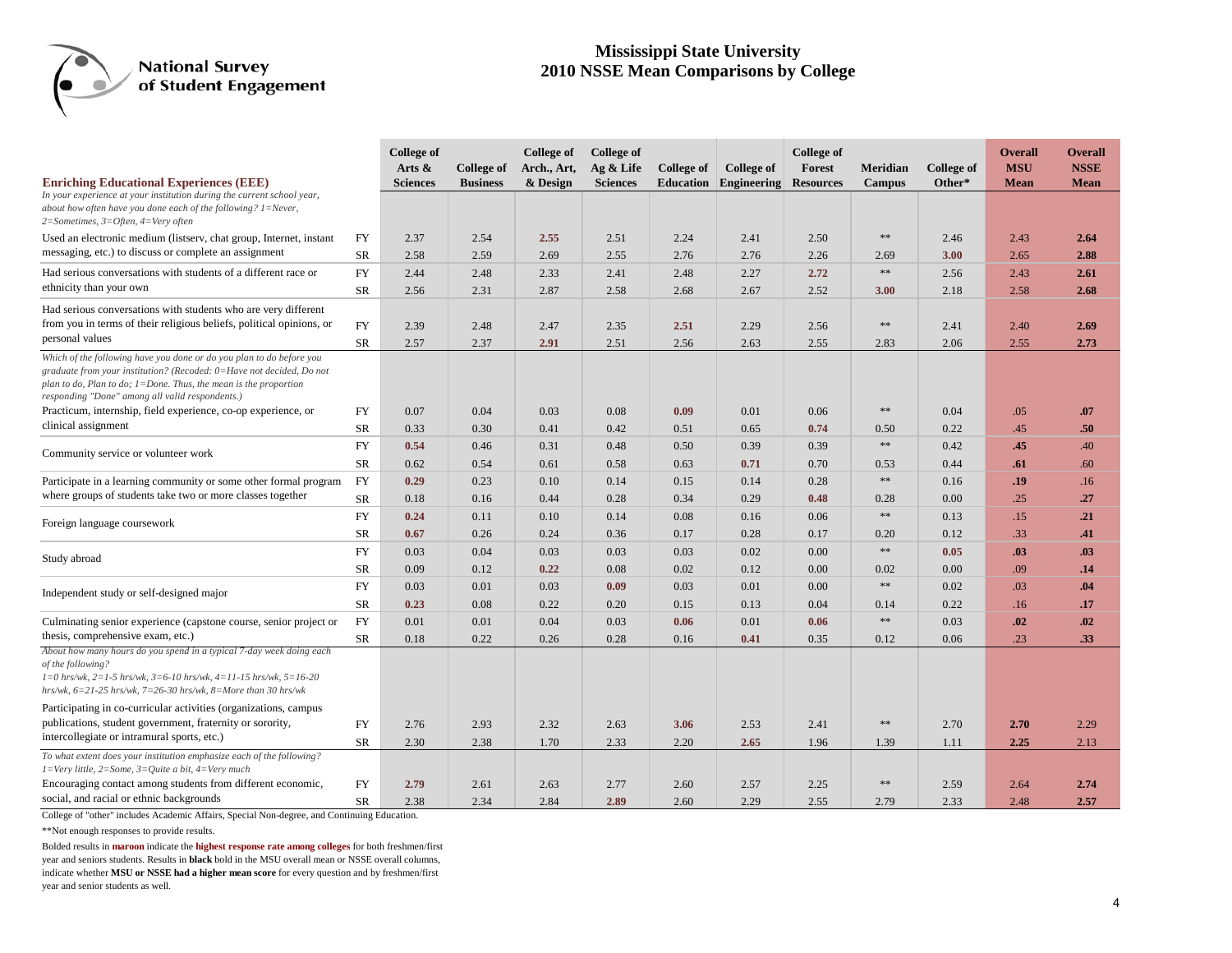National Survey of Student Engagement

# Mississippi State University
# 2010 NSSE Mean Comparisons by College

| Enriching Educational Experiences (EEE) | | College of Arts & Sciences | College of Business | College of Arch., Art, & Design | College of Ag & Life Sciences | College of Education | College of Engineering | College of Forest Resources | Meridian Campus | College of Other* | Overall MSU Mean | Overall NSSE Mean |
|---|---|---|---|---|---|---|---|---|---|---|---|---|
| *In your experience at your institution during the current school year, about how often have you done each of the following? 1=Never, 2=Sometimes, 3=Often, 4=Very often* | | | | | | | | | | | | |
| Used an electronic medium (listserv, chat group, Internet, instant messaging, etc.) to discuss or complete an assignment | FY | 2.37 | 2.54 | **2.55** | 2.51 | 2.24 | 2.41 | 2.50 | ** | 2.46 | 2.43 | **2.64** |
| | SR | 2.58 | 2.59 | 2.69 | 2.55 | 2.76 | 2.76 | 2.26 | 2.69 | **3.00** | 2.65 | **2.88** |
| Had serious conversations with students of a different race or ethnicity than your own | FY | 2.44 | 2.48 | 2.33 | 2.41 | 2.48 | 2.27 | **2.72** | ** | 2.56 | 2.43 | **2.61** |
| | SR | 2.56 | 2.31 | 2.87 | 2.58 | 2.68 | 2.67 | 2.52 | **3.00** | 2.18 | 2.58 | **2.68** |
| Had serious conversations with students who are very different from you in terms of their religious beliefs, political opinions, or personal values | FY | 2.39 | 2.48 | 2.47 | 2.35 | **2.51** | 2.29 | 2.56 | ** | 2.41 | 2.40 | **2.69** |
| | SR | 2.57 | 2.37 | **2.91** | 2.51 | 2.56 | 2.63 | 2.55 | 2.83 | 2.06 | 2.55 | **2.73** |
| *Which of the following have you done or do you plan to do before you graduate from your institution? (Recoded: 0=Have not decided, Do not plan to do, Plan to do; 1=Done. Thus, the mean is the proportion responding "Done" among all valid respondents.)* | | | | | | | | | | | | |
| Practicum, internship, field experience, co-op experience, or clinical assignment | FY | 0.07 | 0.04 | 0.03 | 0.08 | **0.09** | 0.01 | 0.06 | ** | 0.04 | .05 | **.07** |
| | SR | 0.33 | 0.30 | 0.41 | 0.42 | 0.51 | 0.65 | **0.74** | 0.50 | 0.22 | .45 | **.50** |
| Community service or volunteer work | FY | **0.54** | 0.46 | 0.31 | 0.48 | 0.50 | 0.39 | 0.39 | ** | 0.42 | **.45** | .40 |
| | SR | 0.62 | 0.54 | 0.61 | 0.58 | 0.63 | **0.71** | 0.70 | 0.53 | 0.44 | **.61** | .60 |
| Participate in a learning community or some other formal program where groups of students take two or more classes together | FY | **0.29** | 0.23 | 0.10 | 0.14 | 0.15 | 0.14 | 0.28 | ** | 0.16 | **.19** | .16 |
| | SR | 0.18 | 0.16 | 0.44 | 0.28 | 0.34 | 0.29 | **0.48** | 0.28 | 0.00 | .25 | **.27** |
| Foreign language coursework | FY | **0.24** | 0.11 | 0.10 | 0.14 | 0.08 | 0.16 | 0.06 | ** | 0.13 | .15 | **.21** |
| | SR | **0.67** | 0.26 | 0.24 | 0.36 | 0.17 | 0.28 | 0.17 | 0.20 | 0.12 | .33 | **.41** |
| Study abroad | FY | 0.03 | 0.04 | 0.03 | 0.03 | 0.03 | 0.02 | 0.00 | ** | **0.05** | **.03** | **.03** |
| | SR | 0.09 | 0.12 | **0.22** | 0.08 | 0.02 | 0.12 | 0.00 | 0.02 | 0.00 | .09 | **.14** |
| Independent study or self-designed major | FY | 0.03 | 0.01 | 0.03 | **0.09** | 0.03 | 0.01 | 0.00 | ** | 0.02 | .03 | **.04** |
| | SR | **0.23** | 0.08 | 0.22 | 0.20 | 0.15 | 0.13 | 0.04 | 0.14 | 0.22 | .16 | **.17** |
| Culminating senior experience (capstone course, senior project or thesis, comprehensive exam, etc.) | FY | 0.01 | 0.01 | 0.04 | 0.03 | **0.06** | 0.01 | **0.06** | ** | 0.03 | **.02** | **.02** |
| | SR | 0.18 | 0.22 | 0.26 | 0.28 | 0.16 | **0.41** | 0.35 | 0.12 | 0.06 | .23 | **.33** |
| *About how many hours do you spend in a typical 7-day week doing each of the following? 1=0 hrs/wk, 2=1-5 hrs/wk, 3=6-10 hrs/wk, 4=11-15 hrs/wk, 5=16-20 hrs/wk, 6=21-25 hrs/wk, 7=26-30 hrs/wk, 8=More than 30 hrs/wk* | | | | | | | | | | | | |
| Participating in co-curricular activities (organizations, campus publications, student government, fraternity or sorority, intercollegiate or intramural sports, etc.) | FY | 2.76 | 2.93 | 2.32 | 2.63 | **3.06** | 2.53 | 2.41 | ** | 2.70 | **2.70** | 2.29 |
| | SR | 2.30 | 2.38 | 1.70 | 2.33 | 2.20 | **2.65** | 1.96 | 1.39 | 1.11 | **2.25** | 2.13 |
| *To what extent does your institution emphasize each of the following? 1=Very little, 2=Some, 3=Quite a bit, 4=Very much* | | | | | | | | | | | | |
| Encouraging contact among students from different economic, social, and racial or ethnic backgrounds | FY | **2.79** | 2.61 | 2.63 | 2.77 | 2.60 | 2.57 | 2.25 | ** | 2.59 | 2.64 | **2.74** |
| | SR | 2.38 | 2.34 | 2.84 | **2.89** | 2.60 | 2.29 | 2.55 | 2.79 | 2.33 | 2.48 | **2.57** |

College of "other" includes Academic Affairs, Special Non-degree, and Continuing Education.

**Not enough responses to provide results.

Bolded results in **maroon** indicate the **highest response rate among colleges** for both freshmen/first year and seniors students. Results in **black** bold in the MSU overall mean or NSSE overall columns, indicate whether **MSU or NSSE had a higher mean score** for every question and by freshmen/first year and senior students as well.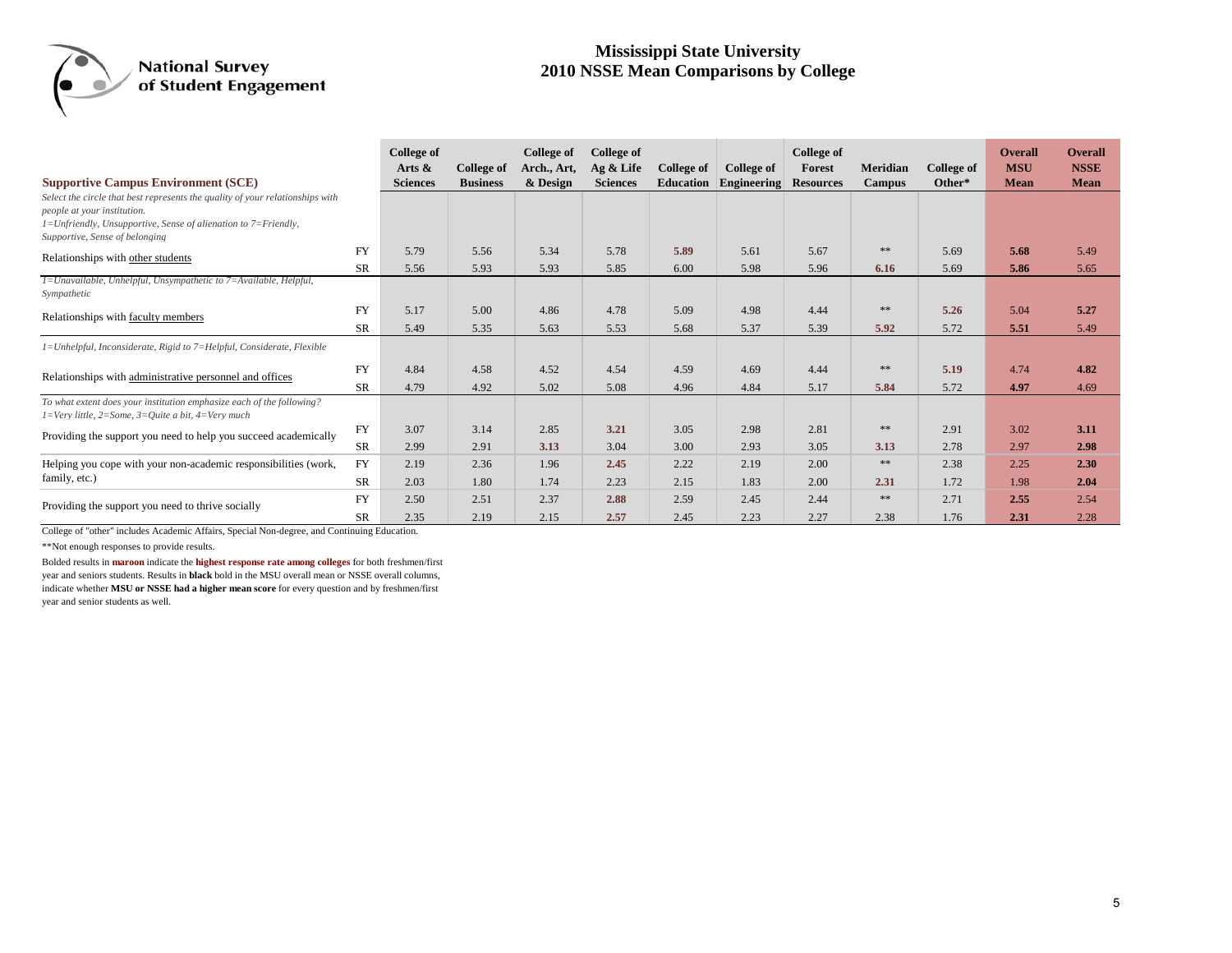National Survey of Student Engagement

# Mississippi State University
# 2010 NSSE Mean Comparisons by College

| **Supportive Campus Environment (SCE)** | | College of Arts & Sciences | College of Business | College of Arch., Art, & Design | College of Ag & Life Sciences | College of Education | College of Engineering | College of Forest Resources | Meridian Campus | College of Other* | Overall MSU Mean | Overall NSSE Mean |
|---|---|---|---|---|---|---|---|---|---|---|---|---|
| *Select the circle that best represents the quality of your relationships with people at your institution. 1=Unfriendly, Unsupportive, Sense of alienation to 7=Friendly, Supportive, Sense of belonging* | | | | | | | | | | | | |
| Relationships with other students | FY | 5.79 | 5.56 | 5.34 | 5.78 | **5.89** | 5.61 | 5.67 | ** | 5.69 | **5.68** | 5.49 |
| | SR | 5.56 | 5.93 | 5.93 | 5.85 | 6.00 | 5.98 | 5.96 | **6.16** | 5.69 | **5.86** | 5.65 |
| *1=Unavailable, Unhelpful, Unsympathetic to 7=Available, Helpful, Sympathetic* | | | | | | | | | | | | |
| Relationships with faculty members | FY | 5.17 | 5.00 | 4.86 | 4.78 | 5.09 | 4.98 | 4.44 | ** | **5.26** | 5.04 | **5.27** |
| | SR | 5.49 | 5.35 | 5.63 | 5.53 | 5.68 | 5.37 | 5.39 | **5.92** | 5.72 | **5.51** | 5.49 |
| *1=Unhelpful, Inconsiderate, Rigid to 7=Helpful, Considerate, Flexible* | | | | | | | | | | | | |
| Relationships with administrative personnel and offices | FY | 4.84 | 4.58 | 4.52 | 4.54 | 4.59 | 4.69 | 4.44 | ** | **5.19** | 4.74 | **4.82** |
| | SR | 4.79 | 4.92 | 5.02 | 5.08 | 4.96 | 4.84 | 5.17 | **5.84** | 5.72 | **4.97** | 4.69 |
| *To what extent does your institution emphasize each of the following? 1=Very little, 2=Some, 3=Quite a bit, 4=Very much* | | | | | | | | | | | | |
| Providing the support you need to help you succeed academically | FY | 3.07 | 3.14 | 2.85 | **3.21** | 3.05 | 2.98 | 2.81 | ** | 2.91 | 3.02 | **3.11** |
| | SR | 2.99 | 2.91 | **3.13** | 3.04 | 3.00 | 2.93 | 3.05 | **3.13** | 2.78 | 2.97 | **2.98** |
| Helping you cope with your non-academic responsibilities (work, family, etc.) | FY | 2.19 | 2.36 | 1.96 | **2.45** | 2.22 | 2.19 | 2.00 | ** | 2.38 | 2.25 | **2.30** |
| | SR | 2.03 | 1.80 | 1.74 | 2.23 | 2.15 | 1.83 | 2.00 | **2.31** | 1.72 | 1.98 | **2.04** |
| Providing the support you need to thrive socially | FY | 2.50 | 2.51 | 2.37 | **2.88** | 2.59 | 2.45 | 2.44 | ** | 2.71 | **2.55** | 2.54 |
| | SR | 2.35 | 2.19 | 2.15 | **2.57** | 2.45 | 2.23 | 2.27 | 2.38 | 1.76 | **2.31** | 2.28 |

College of "other" includes Academic Affairs, Special Non-degree, and Continuing Education.

**Not enough responses to provide results.

Bolded results in **maroon** indicate the **highest response rate among colleges** for both freshmen/first year and seniors students. Results in **black** bold in the MSU overall mean or NSSE overall columns, indicate whether **MSU or NSSE had a higher mean score** for every question and by freshmen/first year and senior students as well.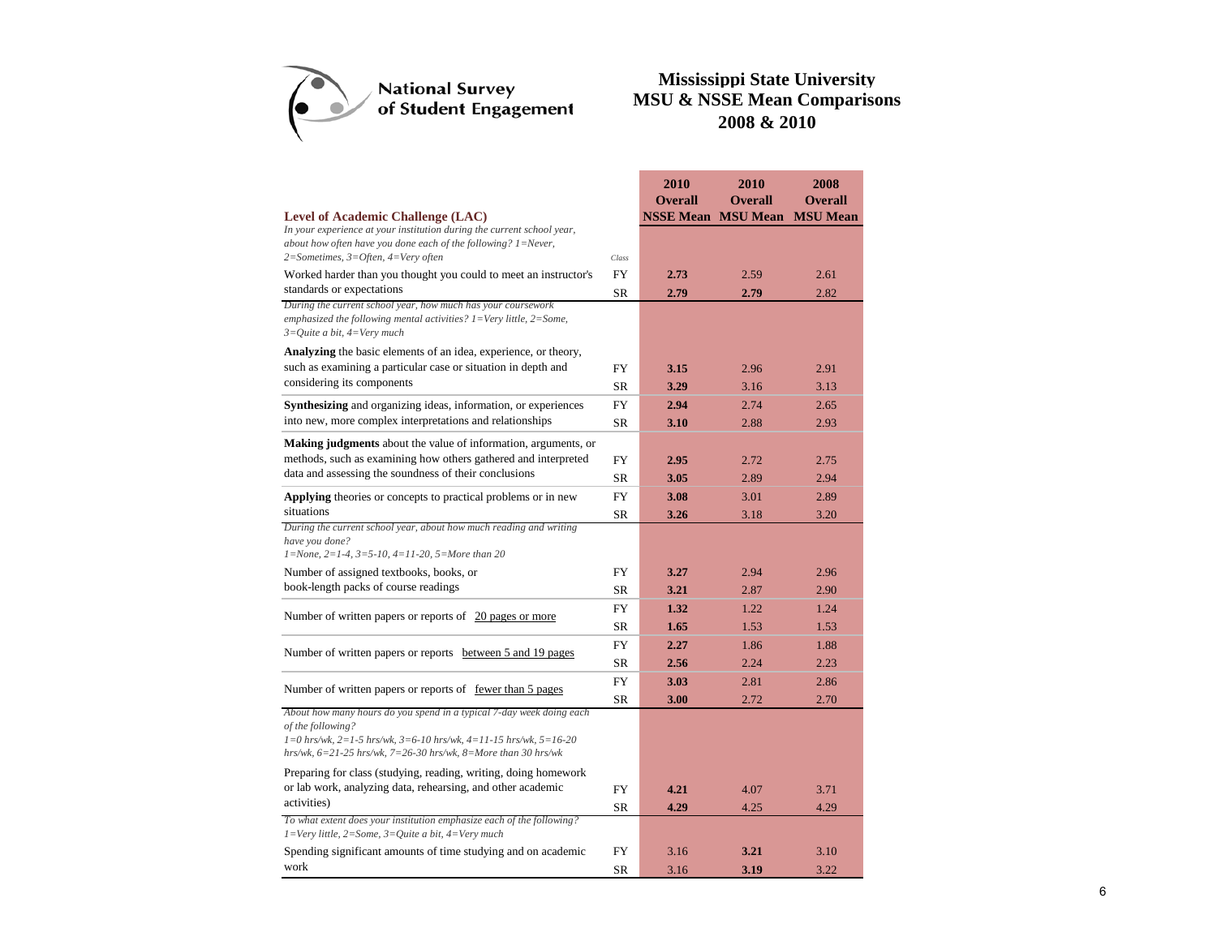# National Survey of Student Engagement

## Mississippi State University
## MSU & NSSE Mean Comparisons
## 2008 & 2010

| **Level of Academic Challenge (LAC)** | Class | 2010 Overall NSSE Mean | 2010 Overall MSU Mean | 2008 Overall MSU Mean |
|---|---|---|---|---|
| *In your experience at your institution during the current school year, about how often have you done each of the following? 1=Never, 2=Sometimes, 3=Often, 4=Very often* | | | | |
| Worked harder than you thought you could to meet an instructor's standards or expectations | FY | **2.73** | 2.59 | 2.61 |
| | SR | **2.79** | **2.79** | 2.82 |
| *During the current school year, how much has your coursework emphasized the following mental activities? 1=Very little, 2=Some, 3=Quite a bit, 4=Very much* | | | | |
| **Analyzing** the basic elements of an idea, experience, or theory, such as examining a particular case or situation in depth and considering its components | FY | **3.15** | 2.96 | 2.91 |
| | SR | **3.29** | 3.16 | 3.13 |
| **Synthesizing** and organizing ideas, information, or experiences into new, more complex interpretations and relationships | FY | **2.94** | 2.74 | 2.65 |
| | SR | **3.10** | 2.88 | 2.93 |
| **Making judgments** about the value of information, arguments, or methods, such as examining how others gathered and interpreted data and assessing the soundness of their conclusions | FY | **2.95** | 2.72 | 2.75 |
| | SR | **3.05** | 2.89 | 2.94 |
| **Applying** theories or concepts to practical problems or in new situations | FY | **3.08** | 3.01 | 2.89 |
| | SR | **3.26** | 3.18 | 3.20 |
| *During the current school year, about how much reading and writing have you done? 1=None, 2=1-4, 3=5-10, 4=11-20, 5=More than 20* | | | | |
| Number of assigned textbooks, books, or book-length packs of course readings | FY | **3.27** | 2.94 | 2.96 |
| | SR | **3.21** | 2.87 | 2.90 |
| Number of written papers or reports of 20 pages or more | FY | **1.32** | 1.22 | 1.24 |
| | SR | **1.65** | 1.53 | 1.53 |
| Number of written papers or reports between 5 and 19 pages | FY | **2.27** | 1.86 | 1.88 |
| | SR | **2.56** | 2.24 | 2.23 |
| Number of written papers or reports of fewer than 5 pages | FY | **3.03** | 2.81 | 2.86 |
| | SR | **3.00** | 2.72 | 2.70 |
| *About how many hours do you spend in a typical 7-day week doing each of the following? 1=0 hrs/wk, 2=1-5 hrs/wk, 3=6-10 hrs/wk, 4=11-15 hrs/wk, 5=16-20 hrs/wk, 6=21-25 hrs/wk, 7=26-30 hrs/wk, 8=More than 30 hrs/wk* | | | | |
| Preparing for class (studying, reading, writing, doing homework or lab work, analyzing data, rehearsing, and other academic activities) | FY | **4.21** | 4.07 | 3.71 |
| | SR | **4.29** | 4.25 | 4.29 |
| *To what extent does your institution emphasize each of the following? 1=Very little, 2=Some, 3=Quite a bit, 4=Very much* | | | | |
| Spending significant amounts of time studying and on academic work | FY | 3.16 | **3.21** | 3.10 |
| | SR | 3.16 | **3.19** | 3.22 |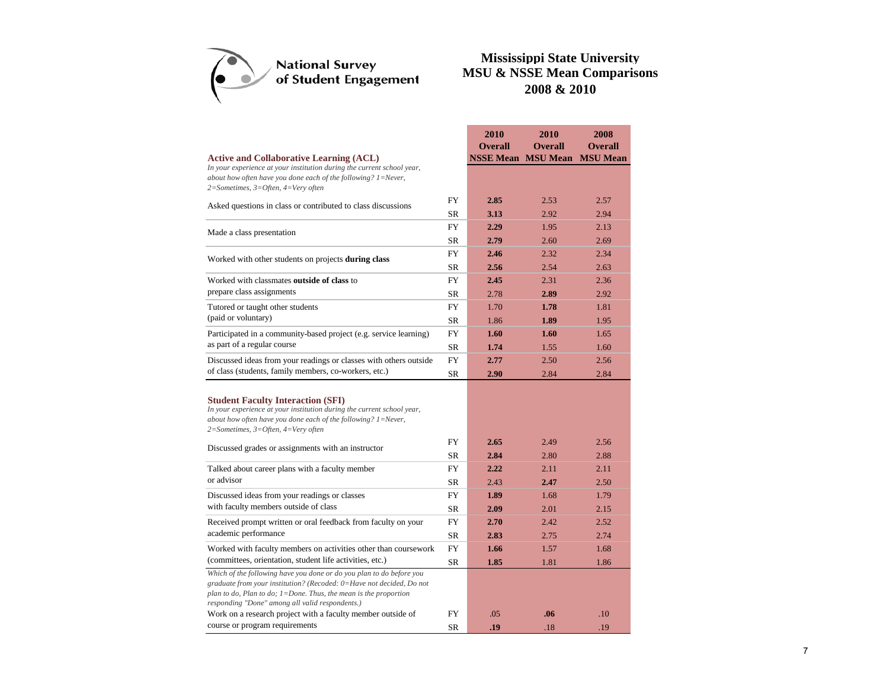National Survey of Student Engagement

# Mississippi State University
## MSU & NSSE Mean Comparisons
## 2008 & 2010

| **Active and Collaborative Learning (ACL)**<br>*In your experience at your institution during the current school year, about how often have you done each of the following? 1=Never, 2=Sometimes, 3=Often, 4=Very often* | | **2010 Overall NSSE Mean** | **2010 Overall MSU Mean** | **2008 Overall MSU Mean** |
|---|---|---|---|---|
| Asked questions in class or contributed to class discussions | FY | **2.85** | 2.53 | 2.57 |
| | SR | **3.13** | 2.92 | 2.94 |
| Made a class presentation | FY | **2.29** | 1.95 | 2.13 |
| | SR | **2.79** | 2.60 | 2.69 |
| Worked with other students on projects **during class** | FY | **2.46** | 2.32 | 2.34 |
| | SR | **2.56** | 2.54 | 2.63 |
| Worked with classmates **outside of class** to prepare class assignments | FY | **2.45** | 2.31 | 2.36 |
| | SR | 2.78 | **2.89** | 2.92 |
| Tutored or taught other students (paid or voluntary) | FY | 1.70 | **1.78** | 1.81 |
| | SR | 1.86 | **1.89** | 1.95 |
| Participated in a community-based project (e.g. service learning) as part of a regular course | FY | **1.60** | **1.60** | 1.65 |
| | SR | **1.74** | 1.55 | 1.60 |
| Discussed ideas from your readings or classes with others outside of class (students, family members, co-workers, etc.) | FY | **2.77** | 2.50 | 2.56 |
| | SR | **2.90** | 2.84 | 2.84 |

| **Student Faculty Interaction (SFI)**<br>*In your experience at your institution during the current school year, about how often have you done each of the following? 1=Never, 2=Sometimes, 3=Often, 4=Very often* | | **2010 Overall NSSE Mean** | **2010 Overall MSU Mean** | **2008 Overall MSU Mean** |
|---|---|---|---|---|
| Discussed grades or assignments with an instructor | FY | **2.65** | 2.49 | 2.56 |
| | SR | **2.84** | 2.80 | 2.88 |
| Talked about career plans with a faculty member or advisor | FY | **2.22** | 2.11 | 2.11 |
| | SR | 2.43 | **2.47** | 2.50 |
| Discussed ideas from your readings or classes with faculty members outside of class | FY | **1.89** | 1.68 | 1.79 |
| | SR | **2.09** | 2.01 | 2.15 |
| Received prompt written or oral feedback from faculty on your academic performance | FY | **2.70** | 2.42 | 2.52 |
| | SR | **2.83** | 2.75 | 2.74 |
| Worked with faculty members on activities other than coursework (committees, orientation, student life activities, etc.) | FY | **1.66** | 1.57 | 1.68 |
| | SR | **1.85** | 1.81 | 1.86 |
| *Which of the following have you done or do you plan to do before you graduate from your institution? (Recoded: 0=Have not decided, Do not plan to do, Plan to do; 1=Done. Thus, the mean is the proportion responding "Done" among all valid respondents.)* | | | | |
| Work on a research project with a faculty member outside of course or program requirements | FY | .05 | **.06** | .10 |
| | SR | **.19** | .18 | .19 |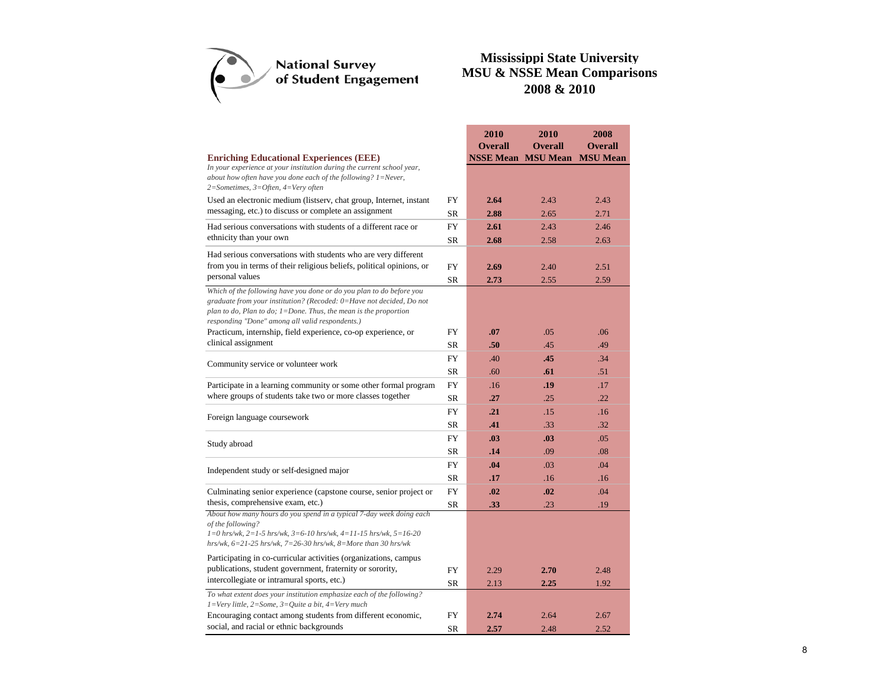National Survey of Student Engagement

# Mississippi State University
## MSU & NSSE Mean Comparisons
## 2008 & 2010

| Enriching Educational Experiences (EEE) | | 2010 Overall NSSE Mean | 2010 Overall MSU Mean | 2008 Overall MSU Mean |
|---|---|---|---|---|
| *In your experience at your institution during the current school year, about how often have you done each of the following? 1=Never, 2=Sometimes, 3=Often, 4=Very often* | | | | |
| Used an electronic medium (listserv, chat group, Internet, instant messaging, etc.) to discuss or complete an assignment | FY | **2.64** | 2.43 | 2.43 |
| | SR | **2.88** | 2.65 | 2.71 |
| Had serious conversations with students of a different race or ethnicity than your own | FY | **2.61** | 2.43 | 2.46 |
| | SR | **2.68** | 2.58 | 2.63 |
| Had serious conversations with students who are very different from you in terms of their religious beliefs, political opinions, or personal values | FY | **2.69** | 2.40 | 2.51 |
| | SR | **2.73** | 2.55 | 2.59 |
| *Which of the following have you done or do you plan to do before you graduate from your institution? (Recoded: 0=Have not decided, Do not plan to do, Plan to do; 1=Done. Thus, the mean is the proportion responding "Done" among all valid respondents.)* | | | | |
| Practicum, internship, field experience, co-op experience, or clinical assignment | FY | **.07** | .05 | .06 |
| | SR | **.50** | .45 | .49 |
| Community service or volunteer work | FY | .40 | **.45** | .34 |
| | SR | .60 | **.61** | .51 |
| Participate in a learning community or some other formal program where groups of students take two or more classes together | FY | .16 | **.19** | .17 |
| | SR | **.27** | .25 | .22 |
| Foreign language coursework | FY | **.21** | .15 | .16 |
| | SR | **.41** | .33 | .32 |
| Study abroad | FY | **.03** | **.03** | .05 |
| | SR | **.14** | .09 | .08 |
| Independent study or self-designed major | FY | **.04** | .03 | .04 |
| | SR | **.17** | .16 | .16 |
| Culminating senior experience (capstone course, senior project or thesis, comprehensive exam, etc.) | FY | **.02** | **.02** | .04 |
| | SR | **.33** | .23 | .19 |
| *About how many hours do you spend in a typical 7-day week doing each of the following? 1=0 hrs/wk, 2=1-5 hrs/wk, 3=6-10 hrs/wk, 4=11-15 hrs/wk, 5=16-20 hrs/wk, 6=21-25 hrs/wk, 7=26-30 hrs/wk, 8=More than 30 hrs/wk* | | | | |
| Participating in co-curricular activities (organizations, campus publications, student government, fraternity or sorority, intercollegiate or intramural sports, etc.) | FY | 2.29 | **2.70** | 2.48 |
| | SR | 2.13 | **2.25** | 1.92 |
| *To what extent does your institution emphasize each of the following? 1=Very little, 2=Some, 3=Quite a bit, 4=Very much* | | | | |
| Encouraging contact among students from different economic, social, and racial or ethnic backgrounds | FY | **2.74** | 2.64 | 2.67 |
| | SR | **2.57** | 2.48 | 2.52 |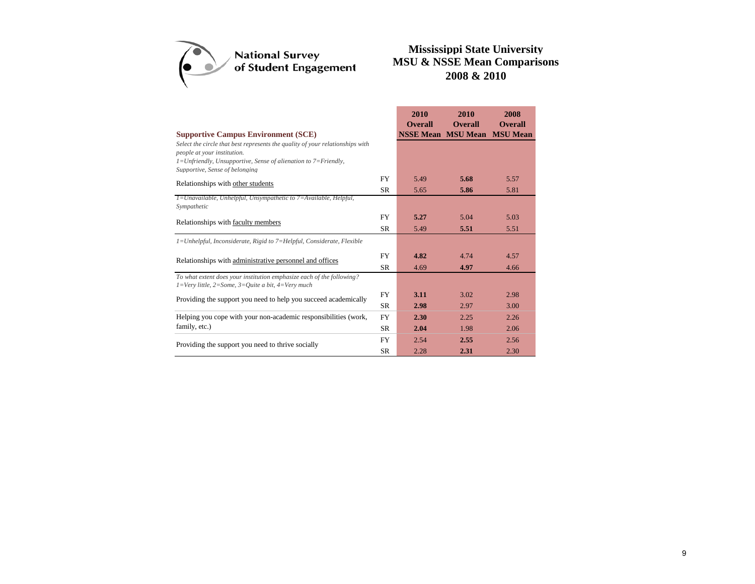National Survey of Student Engagement

# Mississippi State University
## MSU & NSSE Mean Comparisons
## 2008 & 2010

| Supportive Campus Environment (SCE) | | 2010 Overall NSSE Mean | 2010 Overall MSU Mean | 2008 Overall MSU Mean |
|---|---|---|---|---|
| *Select the circle that best represents the quality of your relationships with people at your institution. 1=Unfriendly, Unsupportive, Sense of alienation to 7=Friendly, Supportive, Sense of belonging* | | | | |
| Relationships with other students | FY | 5.49 | **5.68** | 5.57 |
| | SR | 5.65 | **5.86** | 5.81 |
| *1=Unavailable, Unhelpful, Unsympathetic to 7=Available, Helpful, Sympathetic* | | | | |
| Relationships with faculty members | FY | **5.27** | 5.04 | 5.03 |
| | SR | 5.49 | **5.51** | 5.51 |
| *1=Unhelpful, Inconsiderate, Rigid to 7=Helpful, Considerate, Flexible* | | | | |
| Relationships with administrative personnel and offices | FY | **4.82** | 4.74 | 4.57 |
| | SR | 4.69 | **4.97** | 4.66 |
| *To what extent does your institution emphasize each of the following? 1=Very little, 2=Some, 3=Quite a bit, 4=Very much* | | | | |
| Providing the support you need to help you succeed academically | FY | **3.11** | 3.02 | 2.98 |
| | SR | **2.98** | 2.97 | 3.00 |
| Helping you cope with your non-academic responsibilities (work, family, etc.) | FY | **2.30** | 2.25 | 2.26 |
| | SR | **2.04** | 1.98 | 2.06 |
| Providing the support you need to thrive socially | FY | 2.54 | **2.55** | 2.56 |
| | SR | 2.28 | **2.31** | 2.30 |